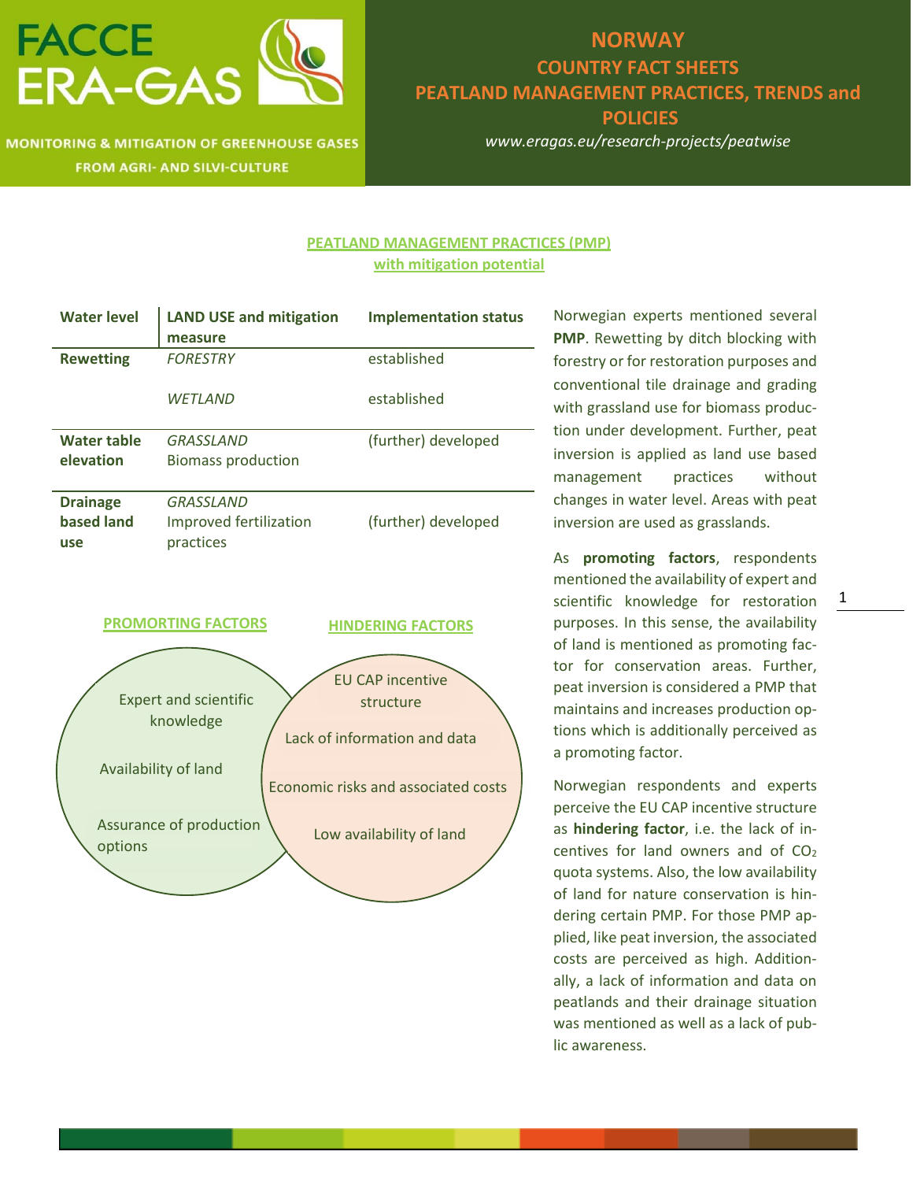# NORWAY

## COUNTRY FACT SHEETS

## PEATLAND MANAGEMENT PRACTICES, TRENDS and POLICIES

*www.eragas.eu/research-projects/peatwise*

MONITORING & MITIGATION OF GREENHOUSE GASES FROM AGRI- AND SILVI-CULTURE

### PEATLAND MANAGEMENT PRACTICES (PMP) with mitigation potential

| Water level | LAND USE and mitigation measure | Implementation status |
|---|---|---|
| **Rewetting** | *FORESTRY* | established |
| | *WETLAND* | established |
| **Water table elevation** | *GRASSLAND* Biomass production | (further) developed |
| **Drainage based land use** | *GRASSLAND* Improved fertilization practices | (further) developed |

**PROMORTING FACTORS**

- Expert and scientific knowledge
- Availability of land
- Assurance of production options

**HINDERING FACTORS**

- EU CAP incentive structure
- Lack of information and data
- Economic risks and associated costs
- Low availability of land

Norwegian experts mentioned several **PMP**. Rewetting by ditch blocking with forestry or for restoration purposes and conventional tile drainage and grading with grassland use for biomass production under development. Further, peat inversion is applied as land use based management practices without changes in water level. Areas with peat inversion are used as grasslands.

As **promoting factors**, respondents mentioned the availability of expert and scientific knowledge for restoration purposes. In this sense, the availability of land is mentioned as promoting factor for conservation areas. Further, peat inversion is considered a PMP that maintains and increases production options which is additionally perceived as a promoting factor.

Norwegian respondents and experts perceive the EU CAP incentive structure as **hindering factor**, i.e. the lack of incentives for land owners and of $CO_2$ quota systems. Also, the low availability of land for nature conservation is hindering certain PMP. For those PMP applied, like peat inversion, the associated costs are perceived as high. Additionally, a lack of information and data on peatlands and their drainage situation was mentioned as well as a lack of public awareness.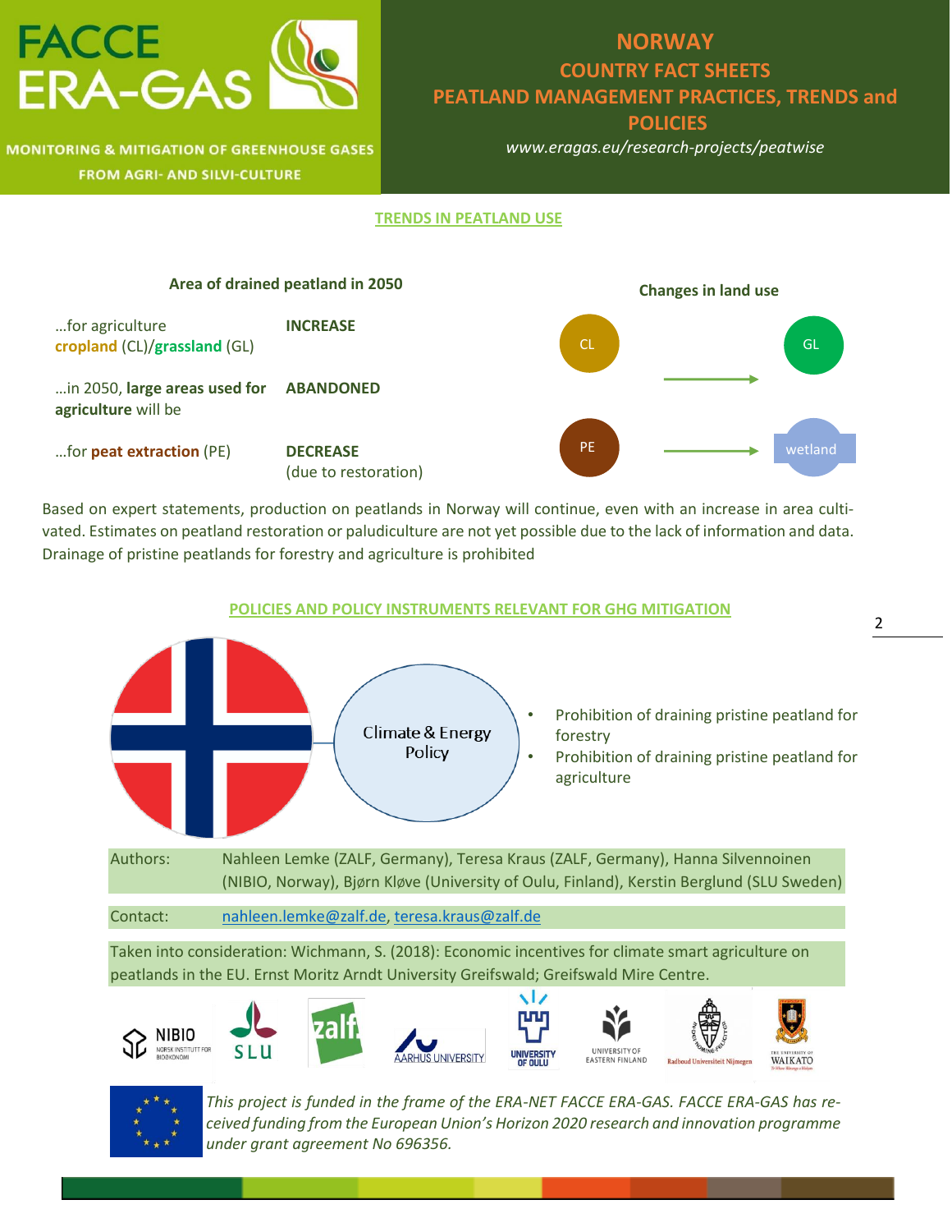# NORWAY
## COUNTRY FACT SHEETS
## PEATLAND MANAGEMENT PRACTICES, TRENDS and POLICIES

*www.eragas.eu/research-projects/peatwise*

FACCE ERA-GAS

MONITORING & MITIGATION OF GREENHOUSE GASES FROM AGRI- AND SILVI-CULTURE

### TRENDS IN PEATLAND USE

**Area of drained peatland in 2050**

| | |
|---|---|
| …for agriculture **cropland** (CL)/**grassland** (GL) | **INCREASE** |
| …in 2050, **large areas used for agriculture** will be | **ABANDONED** |
| …for **peat extraction** (PE) | **DECREASE** (due to restoration) |

**Changes in land use**

CL → GL

PE → wetland

Based on expert statements, production on peatlands in Norway will continue, even with an increase in area cultivated. Estimates on peatland restoration or paludiculture are not yet possible due to the lack of information and data. Drainage of pristine peatlands for forestry and agriculture is prohibited

### POLICIES AND POLICY INSTRUMENTS RELEVANT FOR GHG MITIGATION

Climate & Energy Policy

- Prohibition of draining pristine peatland for forestry
- Prohibition of draining pristine peatland for agriculture

| | |
|---|---|
| Authors: | Nahleen Lemke (ZALF, Germany), Teresa Kraus (ZALF, Germany), Hanna Silvennoinen (NIBIO, Norway), Bjørn Kløve (University of Oulu, Finland), Kerstin Berglund (SLU Sweden) |
| Contact: | nahleen.lemke@zalf.de, teresa.kraus@zalf.de |

Taken into consideration: Wichmann, S. (2018): Economic incentives for climate smart agriculture on peatlands in the EU. Ernst Moritz Arndt University Greifswald; Greifswald Mire Centre.

NIBIO NORSK INSTITUTT FOR BIOØKONOMI · SLU · zalf · AARHUS UNIVERSITY · UNIVERSITY OF OULU · UNIVERSITY OF EASTERN FINLAND · Radboud Universiteit Nijmegen · THE UNIVERSITY OF WAIKATO

*This project is funded in the frame of the ERA-NET FACCE ERA-GAS. FACCE ERA-GAS has received funding from the European Union's Horizon 2020 research and innovation programme under grant agreement No 696356.*